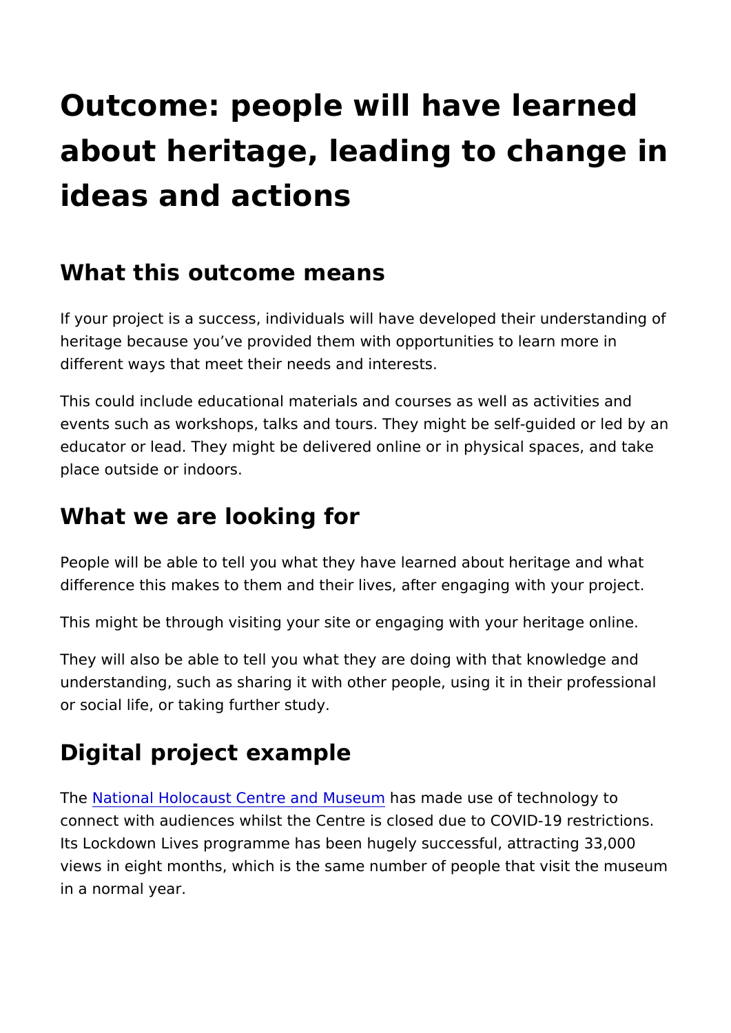# Outcome: people will have learned about heritage, leading to change in ideas and actions

## What this outcome means

If your project is a success, individuals will have developed their understanding of heritage because you've provided them with opportunities to learn more in different ways that meet their needs and interests.

This could include educational materials and courses as well as activities and events such as workshops, talks and tours. They might be self-guided or led by an educator or lead. They might be delivered online or in physical spaces, and take place outside or indoors.

## What we are looking for

People will be able to tell you what they have learned about heritage and what difference this makes to them and their lives, after engaging with your project.

This might be through visiting your site or engaging with your heritage online.

They will also be able to tell you what they are doing with that knowledge and understanding, such as sharing it with other people, using it in their professional or social life, or taking further study.

## Digital project example

The National Holocaust Centre and Museum has made use of technology to connect with audiences whilst the Centre is closed due to COVID-19 restrictions. Its Lockdown Lives programme has been hugely successful, attracting 33,000 views in eight months, which is the same number of people that visit the museum in a normal year.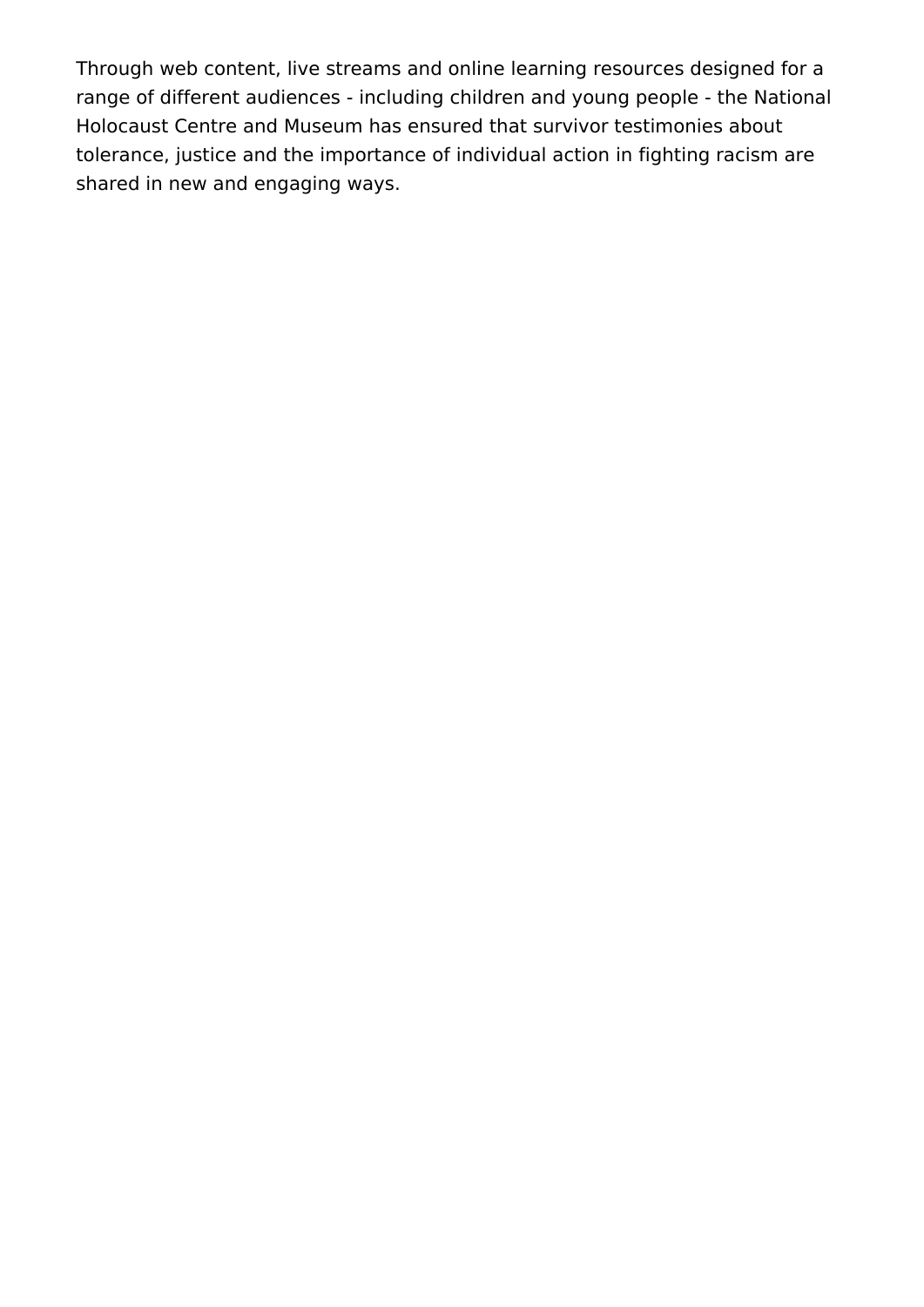Through web content, live streams and online learning resources designed for a range of different audiences - including children and young people - the National Holocaust Centre and Museum has ensured that survivor testimonies about tolerance, justice and the importance of individual action in fighting racism are shared in new and engaging ways.